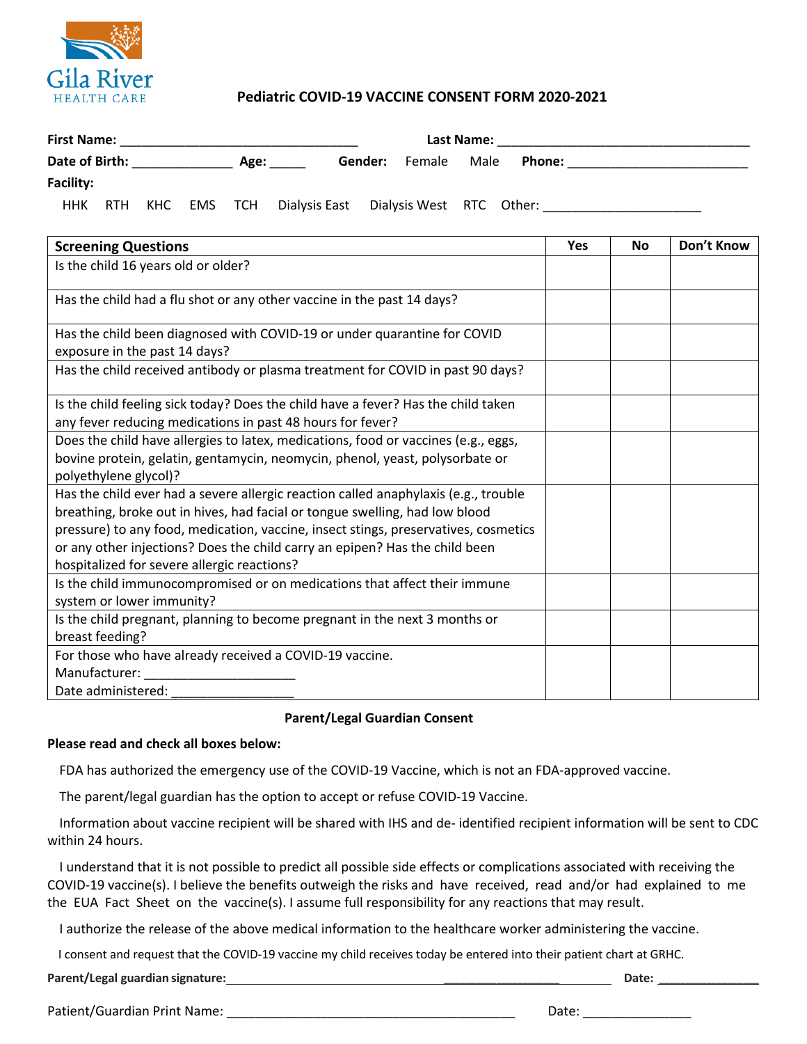Gila River HEALTH CARE

# Pediatric COVID-19 VACCINE CONSENT FORM 2020-2021

**First Name:** ________________________________ **Last Name:** __________________________________

**Date of Birth:** _____________ **Age:** _____ **Gender:** Female Male **Phone:** _______________________

**Facility:**

HHK RTH KHC EMS TCH Dialysis East Dialysis West RTC Other: ____________________

| Screening Questions | Yes | No | Don't Know |
|---|---|---|---|
| Is the child 16 years old or older? | | | |
| Has the child had a flu shot or any other vaccine in the past 14 days? | | | |
| Has the child been diagnosed with COVID-19 or under quarantine for COVID exposure in the past 14 days? | | | |
| Has the child received antibody or plasma treatment for COVID in past 90 days? | | | |
| Is the child feeling sick today? Does the child have a fever? Has the child taken any fever reducing medications in past 48 hours for fever? | | | |
| Does the child have allergies to latex, medications, food or vaccines (e.g., eggs, bovine protein, gelatin, gentamycin, neomycin, phenol, yeast, polysorbate or polyethylene glycol)? | | | |
| Has the child ever had a severe allergic reaction called anaphylaxis (e.g., trouble breathing, broke out in hives, had facial or tongue swelling, had low blood pressure) to any food, medication, vaccine, insect stings, preservatives, cosmetics or any other injections? Does the child carry an epipen? Has the child been hospitalized for severe allergic reactions? | | | |
| Is the child immunocompromised or on medications that affect their immune system or lower immunity? | | | |
| Is the child pregnant, planning to become pregnant in the next 3 months or breast feeding? | | | |
| For those who have already received a COVID-19 vaccine.<br>Manufacturer: ____________________<br>Date administered: ________________ | | | |

## Parent/Legal Guardian Consent

**Please read and check all boxes below:**

- FDA has authorized the emergency use of the COVID-19 Vaccine, which is not an FDA-approved vaccine.
- The parent/legal guardian has the option to accept or refuse COVID-19 Vaccine.
- Information about vaccine recipient will be shared with IHS and de- identified recipient information will be sent to CDC within 24 hours.
- I understand that it is not possible to predict all possible side effects or complications associated with receiving the COVID-19 vaccine(s). I believe the benefits outweigh the risks and have received, read and/or had explained to me the EUA Fact Sheet on the vaccine(s). I assume full responsibility for any reactions that may result.
- I authorize the release of the above medical information to the healthcare worker administering the vaccine.
- I consent and request that the COVID-19 vaccine my child receives today be entered into their patient chart at GRHC.

**Parent/Legal guardian signature:**________________________________________ **Date:** ______________

Patient/Guardian Print Name: ______________________________________ Date: ______________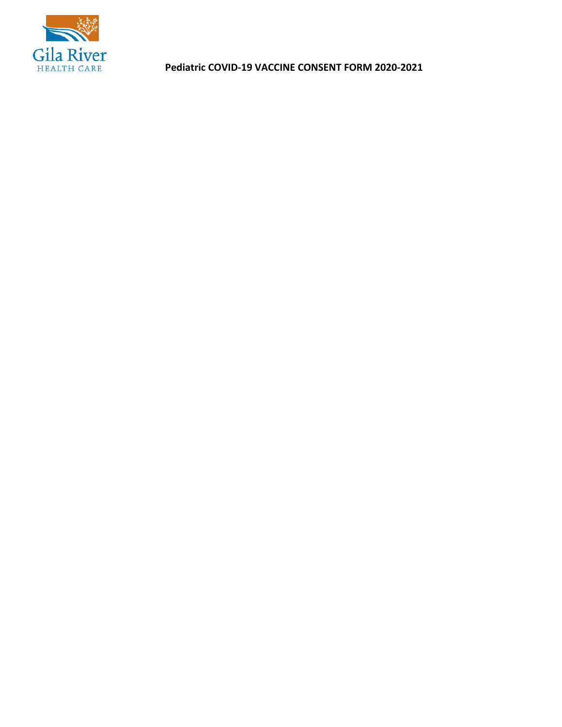Gila River

HEALTH CARE

**Pediatric COVID-19 VACCINE CONSENT FORM 2020-2021**